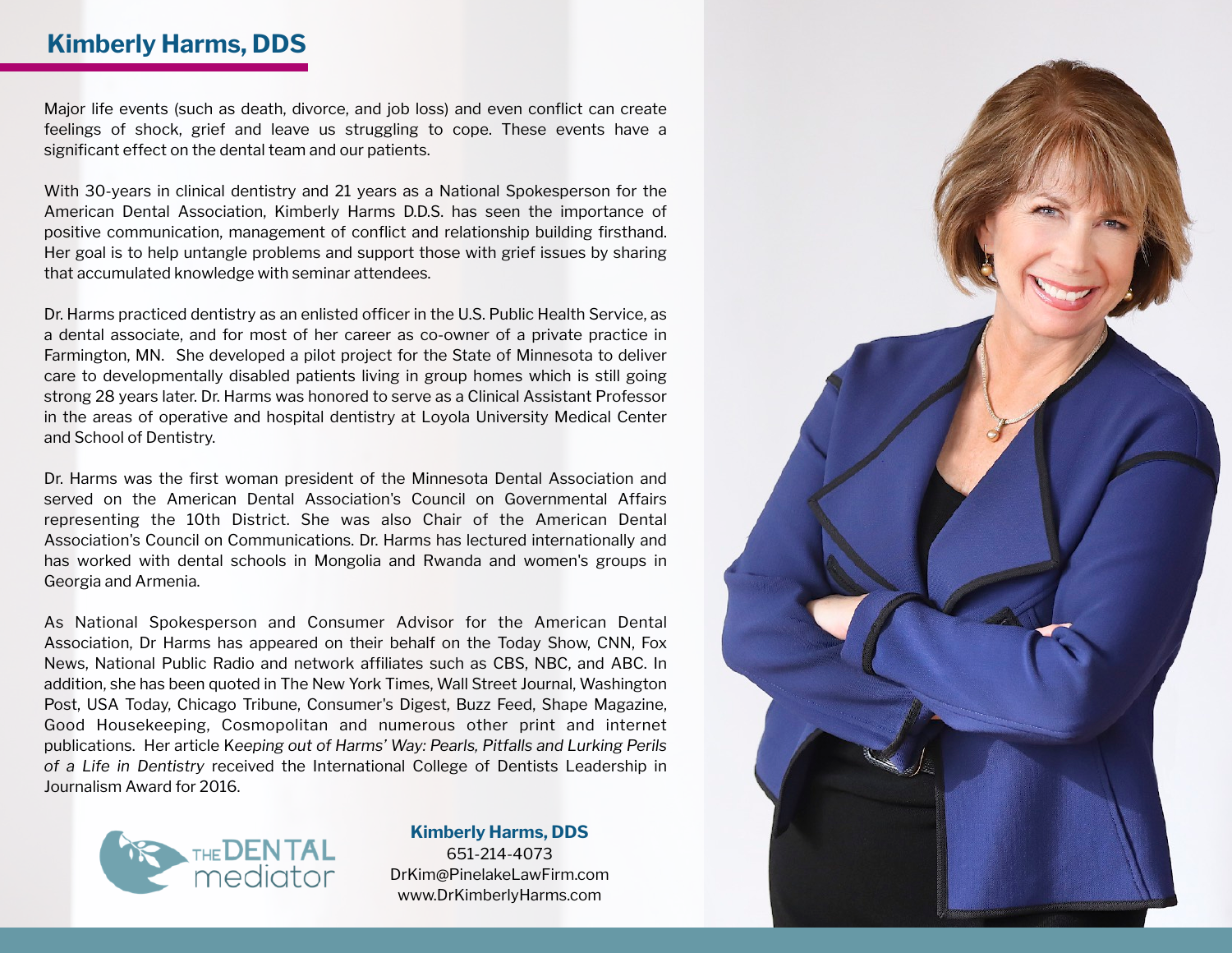# Kimberly Harms, DDS

Major life events (such as death, divorce, and job loss) and even conflict can create feelings of shock, grief and leave us struggling to cope. These events have a significant effect on the dental team and our patients.

With 30-years in clinical dentistry and 21 years as a National Spokesperson for the American Dental Association, Kimberly Harms D.D.S. has seen the importance of positive communication, management of conflict and relationship building firsthand. Her goal is to help untangle problems and support those with grief issues by sharing that accumulated knowledge with seminar attendees.

Dr. Harms practiced dentistry as an enlisted officer in the U.S. Public Health Service, as a dental associate, and for most of her career as co-owner of a private practice in Farmington, MN. She developed a pilot project for the State of Minnesota to deliver care to developmentally disabled patients living in group homes which is still going strong 28 years later. Dr. Harms was honored to serve as a Clinical Assistant Professor in the areas of operative and hospital dentistry at Loyola University Medical Center and School of Dentistry.

Dr. Harms was the first woman president of the Minnesota Dental Association and served on the American Dental Association's Council on Governmental Affairs representing the 10th District. She was also Chair of the American Dental Association's Council on Communications. Dr. Harms has lectured internationally and has worked with dental schools in Mongolia and Rwanda and women's groups in Georgia and Armenia.

As National Spokesperson and Consumer Advisor for the American Dental Association, Dr Harms has appeared on their behalf on the Today Show, CNN, Fox News, National Public Radio and network affiliates such as CBS, NBC, and ABC. In addition, she has been quoted in The New York Times, Wall Street Journal, Washington Post, USA Today, Chicago Tribune, Consumer's Digest, Buzz Feed, Shape Magazine, Good Housekeeping, Cosmopolitan and numerous other print and internet publications. Her article K*eeping out of Harms' Way: Pearls, Pitfalls and Lurking Perils of a Life in Dentistry* received the International College of Dentists Leadership in Journalism Award for 2016.

THE DENTAL mediator

**Kimberly Harms, DDS**
651-214-4073
DrKim@PinelakeLawFirm.com
www.DrKimberlyHarms.com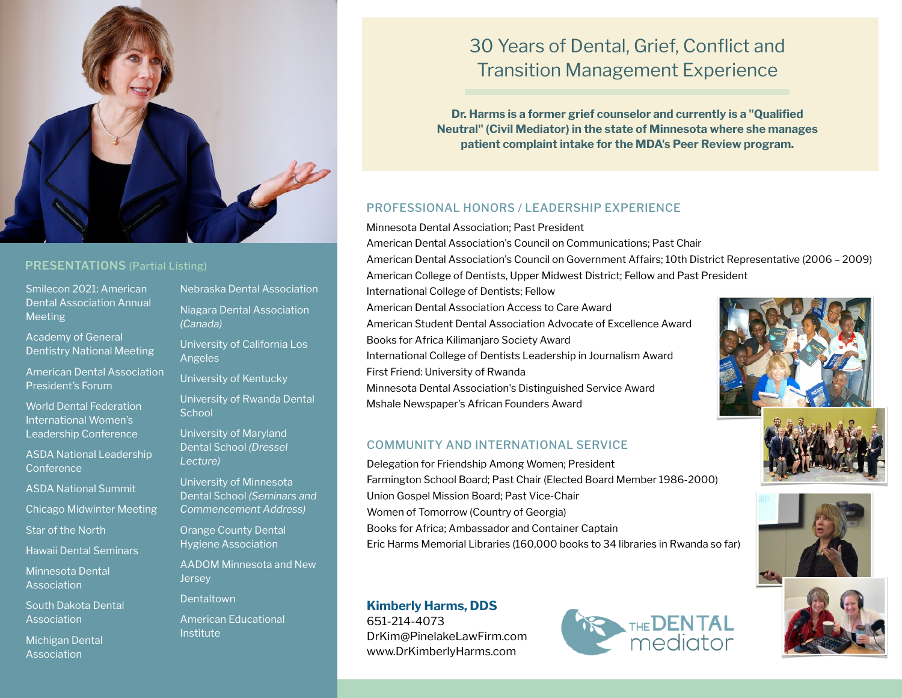## PRESENTATIONS (Partial Listing)

- Smilecon 2021: American Dental Association Annual Meeting
- Academy of General Dentistry National Meeting
- American Dental Association President's Forum
- World Dental Federation International Women's Leadership Conference
- ASDA National Leadership Conference
- ASDA National Summit
- Chicago Midwinter Meeting
- Star of the North
- Hawaii Dental Seminars
- Minnesota Dental Association
- South Dakota Dental Association
- Michigan Dental Association
- Nebraska Dental Association
- Niagara Dental Association *(Canada)*
- University of California Los Angeles
- University of Kentucky
- University of Rwanda Dental School
- University of Maryland Dental School *(Dressel Lecture)*
- University of Minnesota Dental School *(Seminars and Commencement Address)*
- Orange County Dental Hygiene Association
- AADOM Minnesota and New Jersey
- Dentaltown
- American Educational Institute

# 30 Years of Dental, Grief, Conflict and Transition Management Experience

**Dr. Harms is a former grief counselor and currently is a "Qualified Neutral" (Civil Mediator) in the state of Minnesota where she manages patient complaint intake for the MDA's Peer Review program.**

## PROFESSIONAL HONORS / LEADERSHIP EXPERIENCE

Minnesota Dental Association; Past President
American Dental Association's Council on Communications; Past Chair
American Dental Association's Council on Government Affairs; 10th District Representative (2006 – 2009)
American College of Dentists, Upper Midwest District; Fellow and Past President
International College of Dentists; Fellow
American Dental Association Access to Care Award
American Student Dental Association Advocate of Excellence Award
Books for Africa Kilimanjaro Society Award
International College of Dentists Leadership in Journalism Award
First Friend: University of Rwanda
Minnesota Dental Association's Distinguished Service Award
Mshale Newspaper's African Founders Award

## COMMUNITY AND INTERNATIONAL SERVICE

Delegation for Friendship Among Women; President
Farmington School Board; Past Chair (Elected Board Member 1986-2000)
Union Gospel Mission Board; Past Vice-Chair
Women of Tomorrow (Country of Georgia)
Books for Africa; Ambassador and Container Captain
Eric Harms Memorial Libraries (160,000 books to 34 libraries in Rwanda so far)

**Kimberly Harms, DDS**
651-214-4073
DrKim@PinelakeLawFirm.com
www.DrKimberlyHarms.com

THE DENTAL mediator